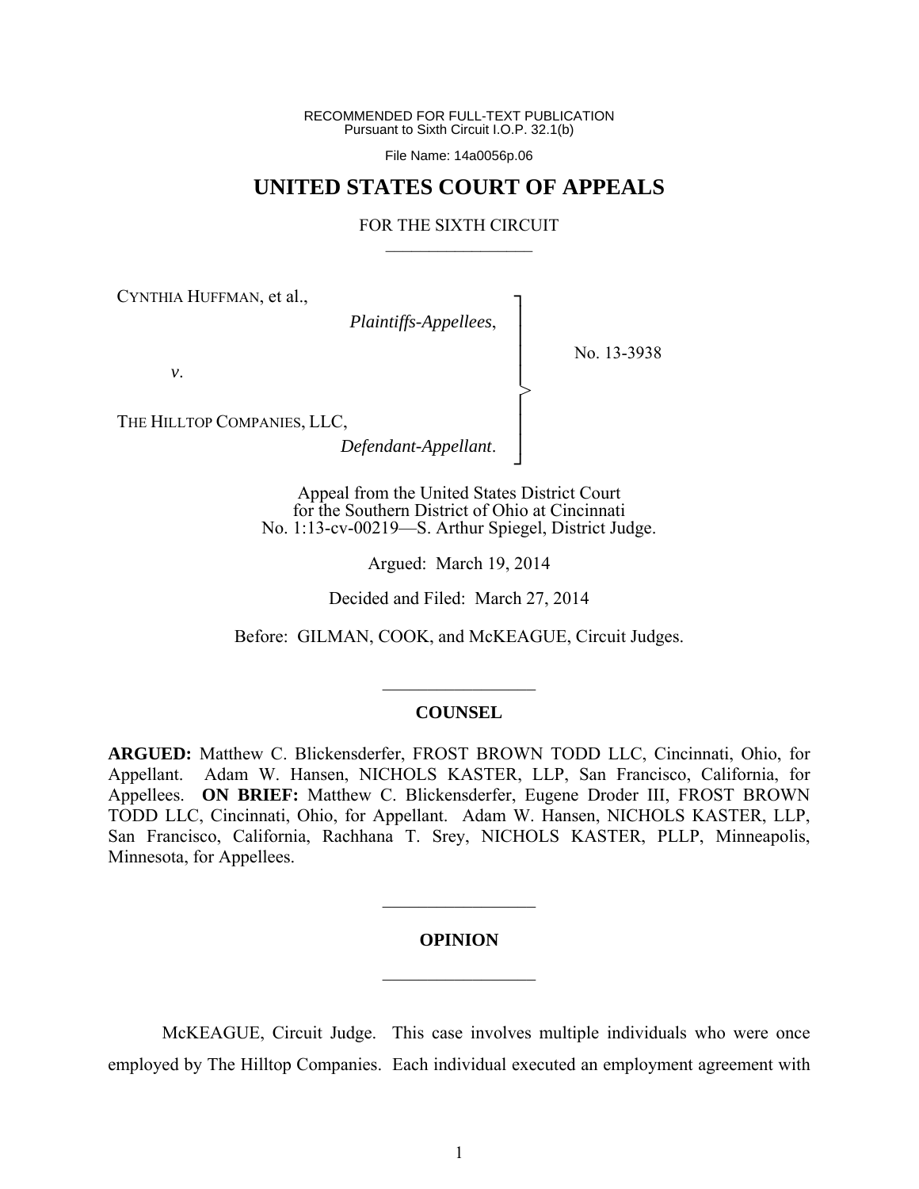RECOMMENDED FOR FULL-TEXT PUBLICATION
Pursuant to Sixth Circuit I.O.P. 32.1(b)

File Name: 14a0056p.06

# UNITED STATES COURT OF APPEALS

FOR THE SIXTH CIRCUIT

---

CYNTHIA HUFFMAN, et al.,

*Plaintiffs-Appellees*,

*v.*

THE HILLTOP COMPANIES, LLC,

*Defendant-Appellant*.

No. 13-3938

Appeal from the United States District Court
for the Southern District of Ohio at Cincinnati
No. 1:13-cv-00219—S. Arthur Spiegel, District Judge.

Argued: March 19, 2014

Decided and Filed: March 27, 2014

Before: GILMAN, COOK, and McKEAGUE, Circuit Judges.

---

**COUNSEL**

**ARGUED:** Matthew C. Blickensderfer, FROST BROWN TODD LLC, Cincinnati, Ohio, for Appellant. Adam W. Hansen, NICHOLS KASTER, LLP, San Francisco, California, for Appellees. **ON BRIEF:** Matthew C. Blickensderfer, Eugene Droder III, FROST BROWN TODD LLC, Cincinnati, Ohio, for Appellant. Adam W. Hansen, NICHOLS KASTER, LLP, San Francisco, California, Rachhana T. Srey, NICHOLS KASTER, PLLP, Minneapolis, Minnesota, for Appellees.

---

**OPINION**

---

McKEAGUE, Circuit Judge. This case involves multiple individuals who were once employed by The Hilltop Companies. Each individual executed an employment agreement with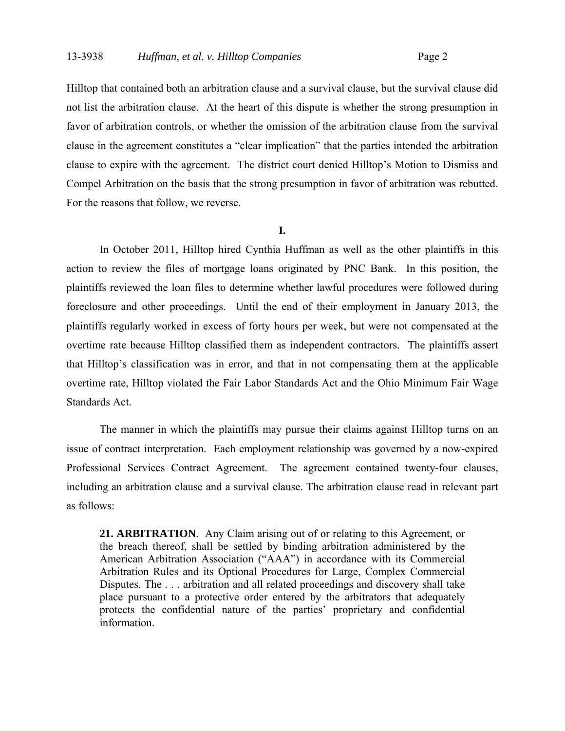Hilltop that contained both an arbitration clause and a survival clause, but the survival clause did not list the arbitration clause. At the heart of this dispute is whether the strong presumption in favor of arbitration controls, or whether the omission of the arbitration clause from the survival clause in the agreement constitutes a "clear implication" that the parties intended the arbitration clause to expire with the agreement. The district court denied Hilltop's Motion to Dismiss and Compel Arbitration on the basis that the strong presumption in favor of arbitration was rebutted. For the reasons that follow, we reverse.

## I.

In October 2011, Hilltop hired Cynthia Huffman as well as the other plaintiffs in this action to review the files of mortgage loans originated by PNC Bank. In this position, the plaintiffs reviewed the loan files to determine whether lawful procedures were followed during foreclosure and other proceedings. Until the end of their employment in January 2013, the plaintiffs regularly worked in excess of forty hours per week, but were not compensated at the overtime rate because Hilltop classified them as independent contractors. The plaintiffs assert that Hilltop's classification was in error, and that in not compensating them at the applicable overtime rate, Hilltop violated the Fair Labor Standards Act and the Ohio Minimum Fair Wage Standards Act.

The manner in which the plaintiffs may pursue their claims against Hilltop turns on an issue of contract interpretation. Each employment relationship was governed by a now-expired Professional Services Contract Agreement. The agreement contained twenty-four clauses, including an arbitration clause and a survival clause. The arbitration clause read in relevant part as follows:

> **21. ARBITRATION**. Any Claim arising out of or relating to this Agreement, or the breach thereof, shall be settled by binding arbitration administered by the American Arbitration Association ("AAA") in accordance with its Commercial Arbitration Rules and its Optional Procedures for Large, Complex Commercial Disputes. The . . . arbitration and all related proceedings and discovery shall take place pursuant to a protective order entered by the arbitrators that adequately protects the confidential nature of the parties' proprietary and confidential information.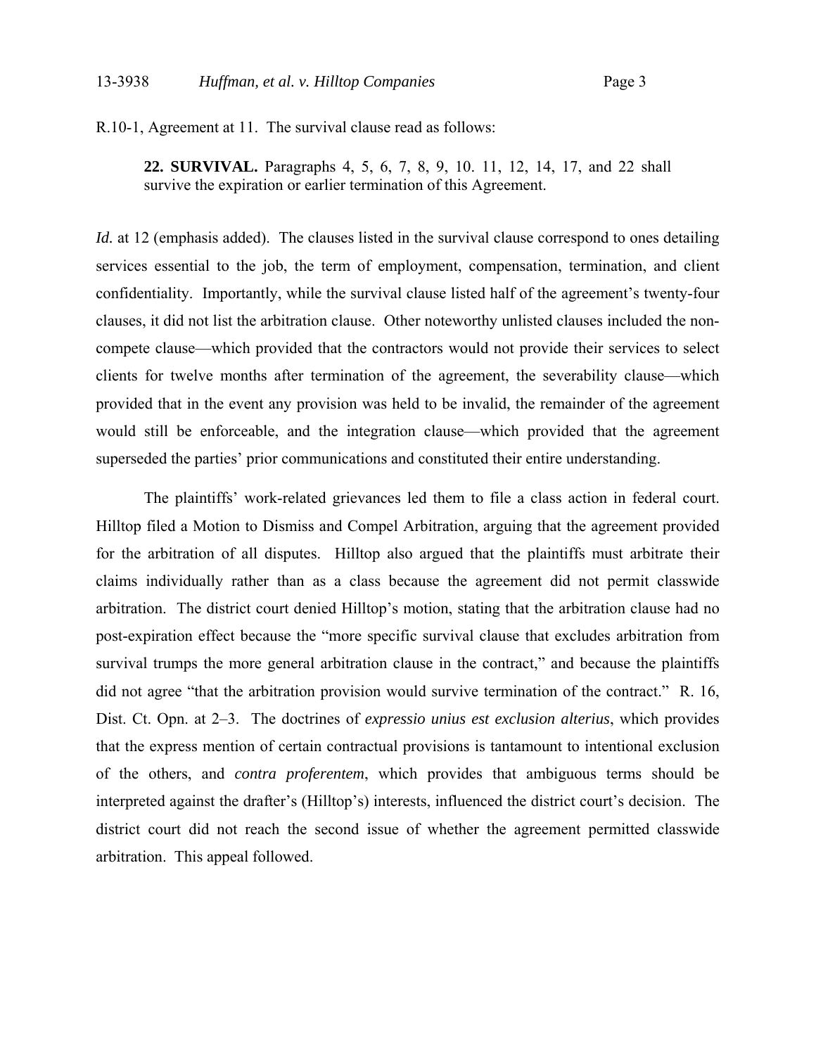R.10-1, Agreement at 11. The survival clause read as follows:

> **22. SURVIVAL.** Paragraphs 4, 5, 6, 7, 8, 9, 10. 11, 12, 14, 17, and 22 shall survive the expiration or earlier termination of this Agreement.

*Id.* at 12 (emphasis added). The clauses listed in the survival clause correspond to ones detailing services essential to the job, the term of employment, compensation, termination, and client confidentiality. Importantly, while the survival clause listed half of the agreement's twenty-four clauses, it did not list the arbitration clause. Other noteworthy unlisted clauses included the non-compete clause—which provided that the contractors would not provide their services to select clients for twelve months after termination of the agreement, the severability clause—which provided that in the event any provision was held to be invalid, the remainder of the agreement would still be enforceable, and the integration clause—which provided that the agreement superseded the parties' prior communications and constituted their entire understanding.

The plaintiffs' work-related grievances led them to file a class action in federal court. Hilltop filed a Motion to Dismiss and Compel Arbitration, arguing that the agreement provided for the arbitration of all disputes. Hilltop also argued that the plaintiffs must arbitrate their claims individually rather than as a class because the agreement did not permit classwide arbitration. The district court denied Hilltop's motion, stating that the arbitration clause had no post-expiration effect because the "more specific survival clause that excludes arbitration from survival trumps the more general arbitration clause in the contract," and because the plaintiffs did not agree "that the arbitration provision would survive termination of the contract." R. 16, Dist. Ct. Opn. at 2–3. The doctrines of *expressio unius est exclusion alterius*, which provides that the express mention of certain contractual provisions is tantamount to intentional exclusion of the others, and *contra proferentem*, which provides that ambiguous terms should be interpreted against the drafter's (Hilltop's) interests, influenced the district court's decision. The district court did not reach the second issue of whether the agreement permitted classwide arbitration. This appeal followed.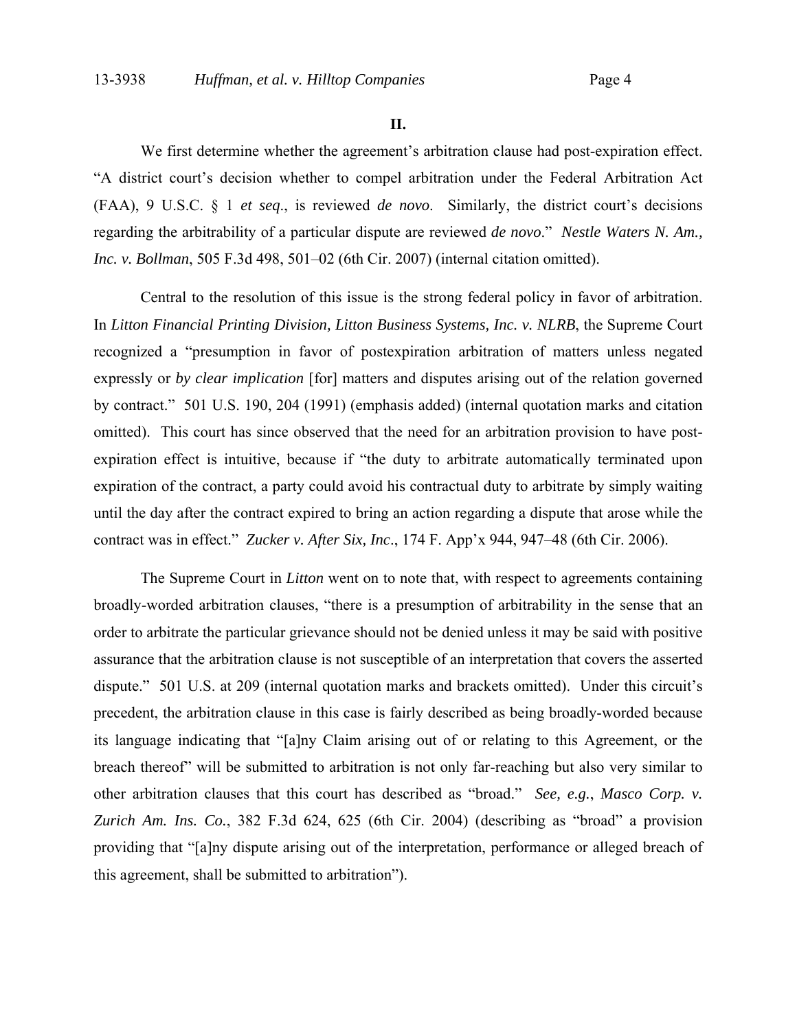## II.

We first determine whether the agreement's arbitration clause had post-expiration effect. "A district court's decision whether to compel arbitration under the Federal Arbitration Act (FAA), 9 U.S.C. § 1 *et seq.*, is reviewed *de novo*. Similarly, the district court's decisions regarding the arbitrability of a particular dispute are reviewed *de novo*." *Nestle Waters N. Am., Inc. v. Bollman*, 505 F.3d 498, 501–02 (6th Cir. 2007) (internal citation omitted).

Central to the resolution of this issue is the strong federal policy in favor of arbitration. In *Litton Financial Printing Division, Litton Business Systems, Inc. v. NLRB*, the Supreme Court recognized a "presumption in favor of postexpiration arbitration of matters unless negated expressly or *by clear implication* [for] matters and disputes arising out of the relation governed by contract." 501 U.S. 190, 204 (1991) (emphasis added) (internal quotation marks and citation omitted). This court has since observed that the need for an arbitration provision to have post-expiration effect is intuitive, because if "the duty to arbitrate automatically terminated upon expiration of the contract, a party could avoid his contractual duty to arbitrate by simply waiting until the day after the contract expired to bring an action regarding a dispute that arose while the contract was in effect." *Zucker v. After Six, Inc*., 174 F. App'x 944, 947–48 (6th Cir. 2006).

The Supreme Court in *Litton* went on to note that, with respect to agreements containing broadly-worded arbitration clauses, "there is a presumption of arbitrability in the sense that an order to arbitrate the particular grievance should not be denied unless it may be said with positive assurance that the arbitration clause is not susceptible of an interpretation that covers the asserted dispute." 501 U.S. at 209 (internal quotation marks and brackets omitted). Under this circuit's precedent, the arbitration clause in this case is fairly described as being broadly-worded because its language indicating that "[a]ny Claim arising out of or relating to this Agreement, or the breach thereof" will be submitted to arbitration is not only far-reaching but also very similar to other arbitration clauses that this court has described as "broad." *See, e.g.*, *Masco Corp. v. Zurich Am. Ins. Co.*, 382 F.3d 624, 625 (6th Cir. 2004) (describing as "broad" a provision providing that "[a]ny dispute arising out of the interpretation, performance or alleged breach of this agreement, shall be submitted to arbitration").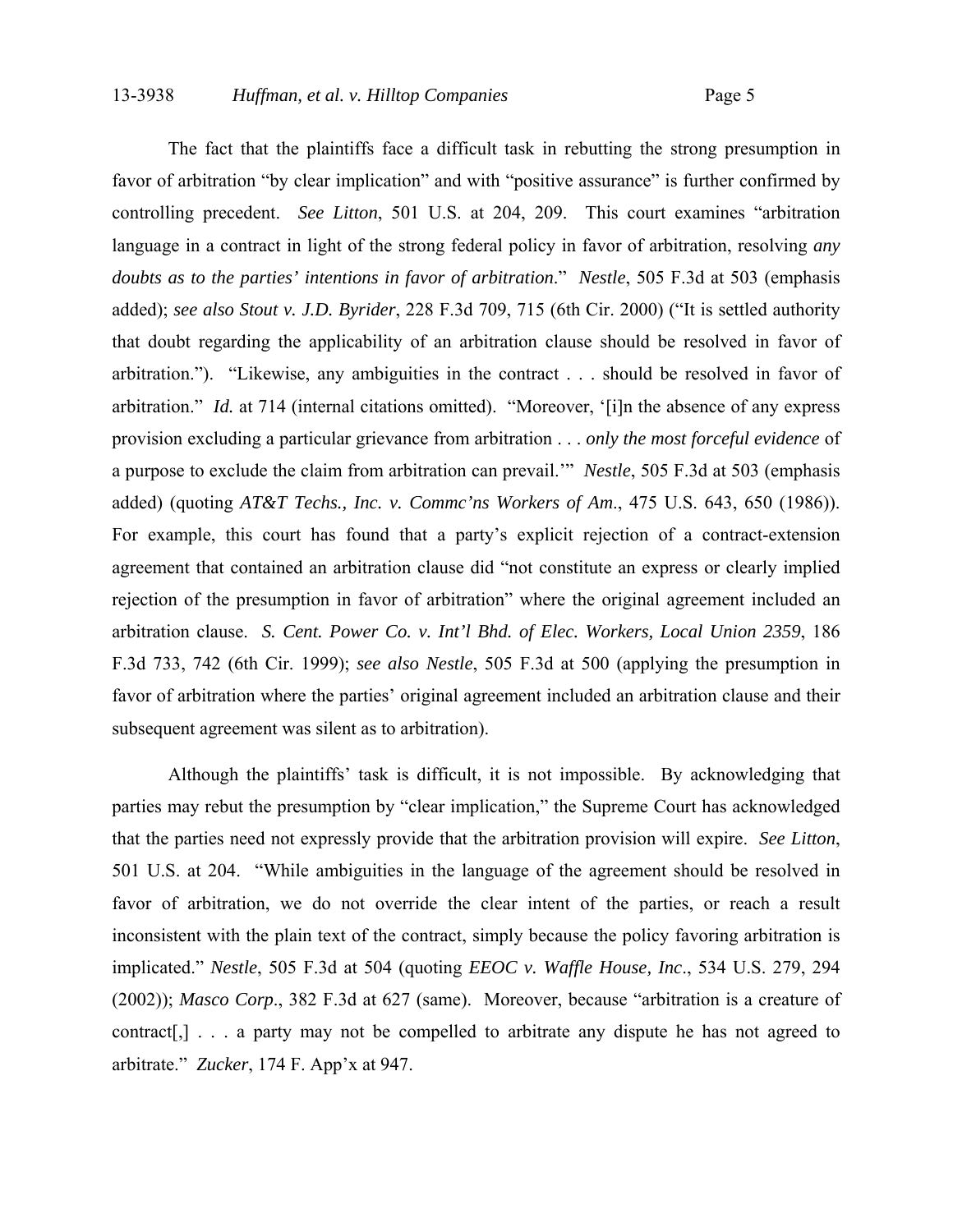The fact that the plaintiffs face a difficult task in rebutting the strong presumption in favor of arbitration "by clear implication" and with "positive assurance" is further confirmed by controlling precedent. *See Litton*, 501 U.S. at 204, 209. This court examines "arbitration language in a contract in light of the strong federal policy in favor of arbitration, resolving *any doubts as to the parties' intentions in favor of arbitration*." *Nestle*, 505 F.3d at 503 (emphasis added); *see also Stout v. J.D. Byrider*, 228 F.3d 709, 715 (6th Cir. 2000) ("It is settled authority that doubt regarding the applicability of an arbitration clause should be resolved in favor of arbitration."). "Likewise, any ambiguities in the contract . . . should be resolved in favor of arbitration." *Id.* at 714 (internal citations omitted). "Moreover, '[i]n the absence of any express provision excluding a particular grievance from arbitration . . . *only the most forceful evidence* of a purpose to exclude the claim from arbitration can prevail.'" *Nestle*, 505 F.3d at 503 (emphasis added) (quoting *AT&T Techs., Inc. v. Commc'ns Workers of Am*., 475 U.S. 643, 650 (1986)). For example, this court has found that a party's explicit rejection of a contract-extension agreement that contained an arbitration clause did "not constitute an express or clearly implied rejection of the presumption in favor of arbitration" where the original agreement included an arbitration clause. *S. Cent. Power Co. v. Int'l Bhd. of Elec. Workers, Local Union 2359*, 186 F.3d 733, 742 (6th Cir. 1999); *see also Nestle*, 505 F.3d at 500 (applying the presumption in favor of arbitration where the parties' original agreement included an arbitration clause and their subsequent agreement was silent as to arbitration).

Although the plaintiffs' task is difficult, it is not impossible. By acknowledging that parties may rebut the presumption by "clear implication," the Supreme Court has acknowledged that the parties need not expressly provide that the arbitration provision will expire. *See Litton*, 501 U.S. at 204. "While ambiguities in the language of the agreement should be resolved in favor of arbitration, we do not override the clear intent of the parties, or reach a result inconsistent with the plain text of the contract, simply because the policy favoring arbitration is implicated." *Nestle*, 505 F.3d at 504 (quoting *EEOC v. Waffle House, Inc*., 534 U.S. 279, 294 (2002)); *Masco Corp*., 382 F.3d at 627 (same). Moreover, because "arbitration is a creature of contract[,] . . . a party may not be compelled to arbitrate any dispute he has not agreed to arbitrate." *Zucker*, 174 F. App'x at 947.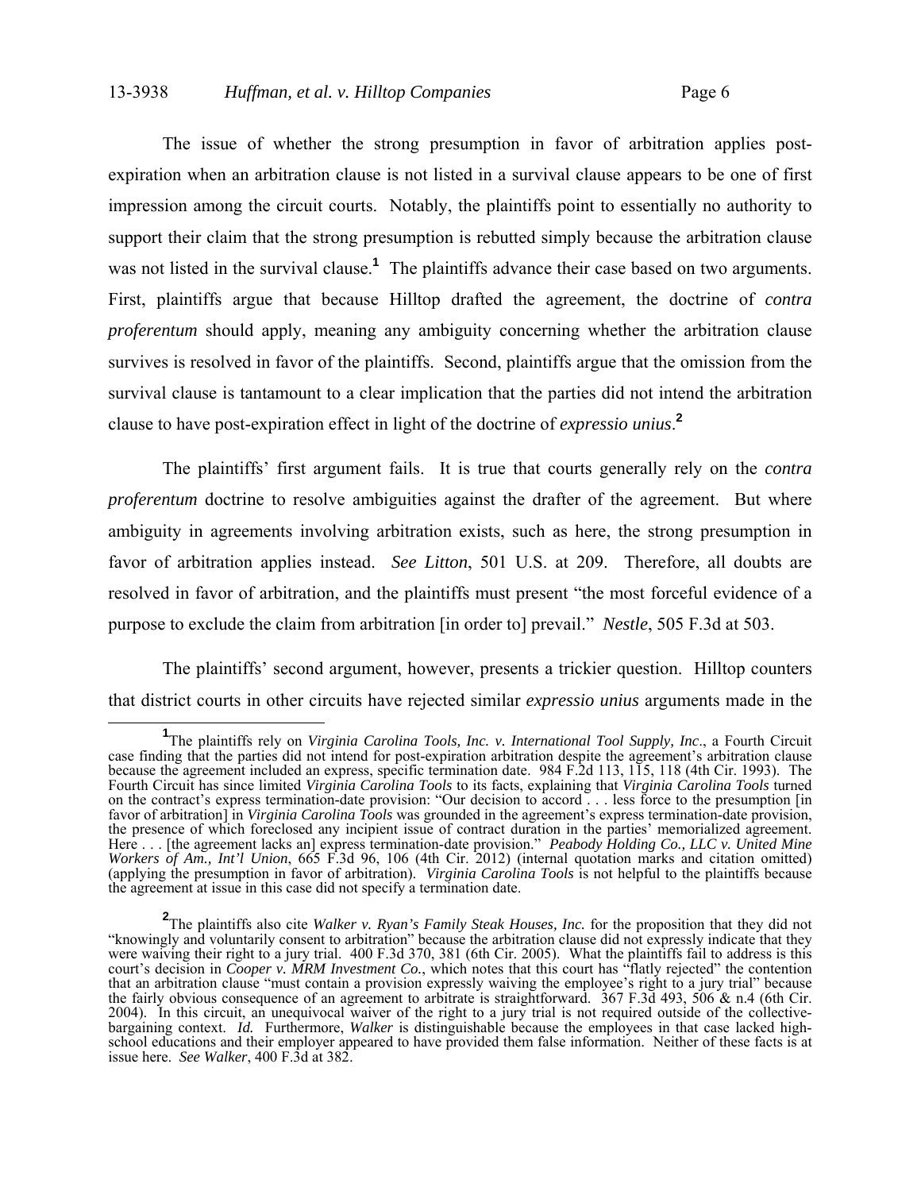The issue of whether the strong presumption in favor of arbitration applies post-expiration when an arbitration clause is not listed in a survival clause appears to be one of first impression among the circuit courts. Notably, the plaintiffs point to essentially no authority to support their claim that the strong presumption is rebutted simply because the arbitration clause was not listed in the survival clause.[1] The plaintiffs advance their case based on two arguments. First, plaintiffs argue that because Hilltop drafted the agreement, the doctrine of *contra proferentum* should apply, meaning any ambiguity concerning whether the arbitration clause survives is resolved in favor of the plaintiffs. Second, plaintiffs argue that the omission from the survival clause is tantamount to a clear implication that the parties did not intend the arbitration clause to have post-expiration effect in light of the doctrine of *expressio unius*.[2]

The plaintiffs' first argument fails. It is true that courts generally rely on the *contra proferentum* doctrine to resolve ambiguities against the drafter of the agreement. But where ambiguity in agreements involving arbitration exists, such as here, the strong presumption in favor of arbitration applies instead. *See Litton*, 501 U.S. at 209. Therefore, all doubts are resolved in favor of arbitration, and the plaintiffs must present "the most forceful evidence of a purpose to exclude the claim from arbitration [in order to] prevail." *Nestle*, 505 F.3d at 503.

The plaintiffs' second argument, however, presents a trickier question. Hilltop counters that district courts in other circuits have rejected similar *expressio unius* arguments made in the

---

[1] The plaintiffs rely on *Virginia Carolina Tools, Inc. v. International Tool Supply, Inc*., a Fourth Circuit case finding that the parties did not intend for post-expiration arbitration despite the agreement's arbitration clause because the agreement included an express, specific termination date. 984 F.2d 113, 115, 118 (4th Cir. 1993). The Fourth Circuit has since limited *Virginia Carolina Tools* to its facts, explaining that *Virginia Carolina Tools* turned on the contract's express termination-date provision: "Our decision to accord . . . less force to the presumption [in favor of arbitration] in *Virginia Carolina Tools* was grounded in the agreement's express termination-date provision, the presence of which foreclosed any incipient issue of contract duration in the parties' memorialized agreement. Here . . . [the agreement lacks an] express termination-date provision." *Peabody Holding Co., LLC v. United Mine Workers of Am., Int'l Union*, 665 F.3d 96, 106 (4th Cir. 2012) (internal quotation marks and citation omitted) (applying the presumption in favor of arbitration). *Virginia Carolina Tools* is not helpful to the plaintiffs because the agreement at issue in this case did not specify a termination date.

[2] The plaintiffs also cite *Walker v. Ryan's Family Steak Houses, Inc.* for the proposition that they did not "knowingly and voluntarily consent to arbitration" because the arbitration clause did not expressly indicate that they were waiving their right to a jury trial. 400 F.3d 370, 381 (6th Cir. 2005). What the plaintiffs fail to address is this court's decision in *Cooper v. MRM Investment Co.*, which notes that this court has "flatly rejected" the contention that an arbitration clause "must contain a provision expressly waiving the employee's right to a jury trial" because the fairly obvious consequence of an agreement to arbitrate is straightforward. 367 F.3d 493, 506 & n.4 (6th Cir. 2004). In this circuit, an unequivocal waiver of the right to a jury trial is not required outside of the collective-bargaining context. *Id.* Furthermore, *Walker* is distinguishable because the employees in that case lacked high-school educations and their employer appeared to have provided them false information. Neither of these facts is at issue here. *See Walker*, 400 F.3d at 382.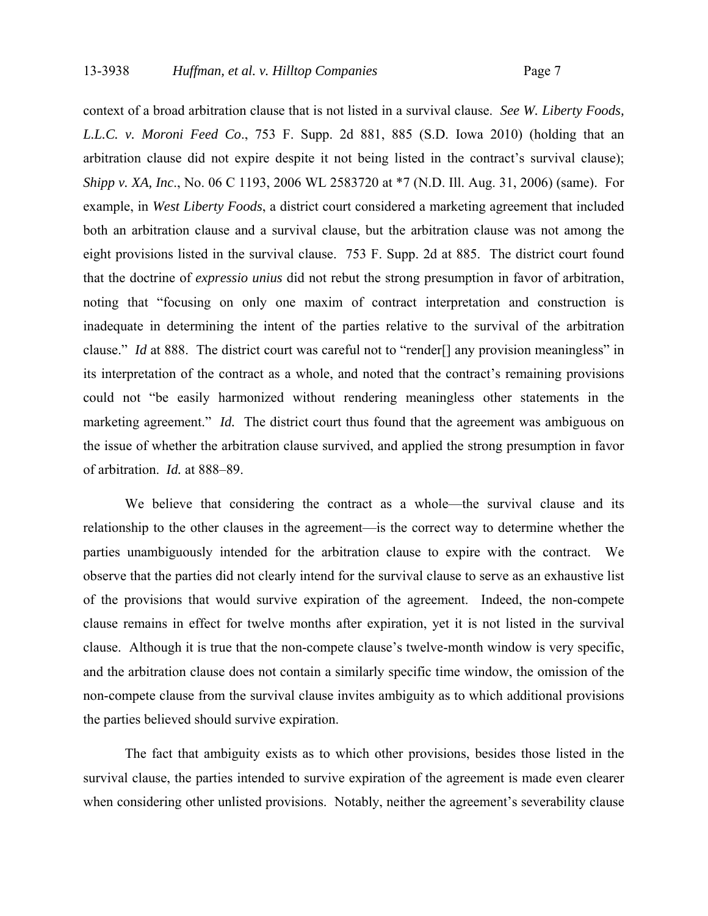context of a broad arbitration clause that is not listed in a survival clause. *See W. Liberty Foods, L.L.C. v. Moroni Feed Co*., 753 F. Supp. 2d 881, 885 (S.D. Iowa 2010) (holding that an arbitration clause did not expire despite it not being listed in the contract's survival clause); *Shipp v. XA, Inc*., No. 06 C 1193, 2006 WL 2583720 at *7 (N.D. Ill. Aug. 31, 2006) (same). For example, in *West Liberty Foods*, a district court considered a marketing agreement that included both an arbitration clause and a survival clause, but the arbitration clause was not among the eight provisions listed in the survival clause. 753 F. Supp. 2d at 885. The district court found that the doctrine of *expressio unius* did not rebut the strong presumption in favor of arbitration, noting that "focusing on only one maxim of contract interpretation and construction is inadequate in determining the intent of the parties relative to the survival of the arbitration clause." *Id* at 888. The district court was careful not to "render[] any provision meaningless" in its interpretation of the contract as a whole, and noted that the contract's remaining provisions could not "be easily harmonized without rendering meaningless other statements in the marketing agreement." *Id.* The district court thus found that the agreement was ambiguous on the issue of whether the arbitration clause survived, and applied the strong presumption in favor of arbitration. *Id.* at 888–89.

We believe that considering the contract as a whole—the survival clause and its relationship to the other clauses in the agreement—is the correct way to determine whether the parties unambiguously intended for the arbitration clause to expire with the contract. We observe that the parties did not clearly intend for the survival clause to serve as an exhaustive list of the provisions that would survive expiration of the agreement. Indeed, the non-compete clause remains in effect for twelve months after expiration, yet it is not listed in the survival clause. Although it is true that the non-compete clause's twelve-month window is very specific, and the arbitration clause does not contain a similarly specific time window, the omission of the non-compete clause from the survival clause invites ambiguity as to which additional provisions the parties believed should survive expiration.

The fact that ambiguity exists as to which other provisions, besides those listed in the survival clause, the parties intended to survive expiration of the agreement is made even clearer when considering other unlisted provisions. Notably, neither the agreement's severability clause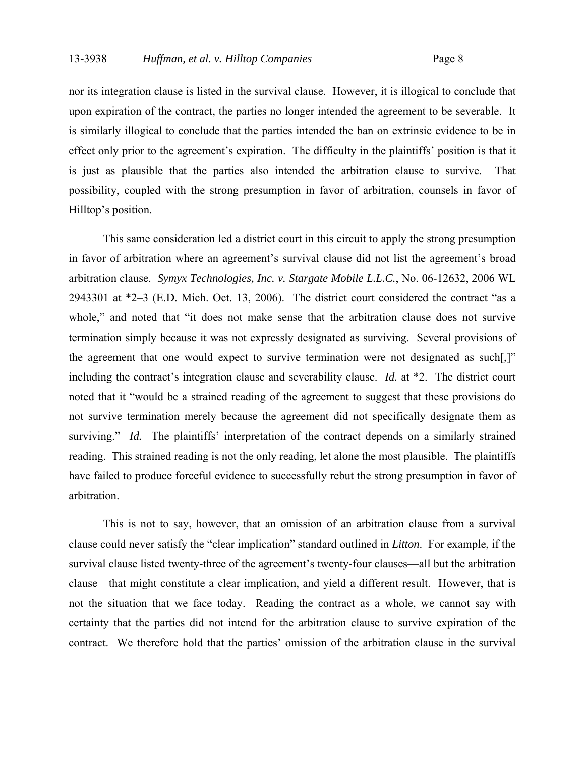nor its integration clause is listed in the survival clause. However, it is illogical to conclude that upon expiration of the contract, the parties no longer intended the agreement to be severable. It is similarly illogical to conclude that the parties intended the ban on extrinsic evidence to be in effect only prior to the agreement's expiration. The difficulty in the plaintiffs' position is that it is just as plausible that the parties also intended the arbitration clause to survive. That possibility, coupled with the strong presumption in favor of arbitration, counsels in favor of Hilltop's position.

This same consideration led a district court in this circuit to apply the strong presumption in favor of arbitration where an agreement's survival clause did not list the agreement's broad arbitration clause. *Symyx Technologies, Inc. v. Stargate Mobile L.L.C.*, No. 06-12632, 2006 WL 2943301 at *2–3 (E.D. Mich. Oct. 13, 2006). The district court considered the contract "as a whole," and noted that "it does not make sense that the arbitration clause does not survive termination simply because it was not expressly designated as surviving. Several provisions of the agreement that one would expect to survive termination were not designated as such[,]" including the contract's integration clause and severability clause. *Id.* at *2. The district court noted that it "would be a strained reading of the agreement to suggest that these provisions do not survive termination merely because the agreement did not specifically designate them as surviving." *Id.* The plaintiffs' interpretation of the contract depends on a similarly strained reading. This strained reading is not the only reading, let alone the most plausible. The plaintiffs have failed to produce forceful evidence to successfully rebut the strong presumption in favor of arbitration.

This is not to say, however, that an omission of an arbitration clause from a survival clause could never satisfy the "clear implication" standard outlined in *Litton*. For example, if the survival clause listed twenty-three of the agreement's twenty-four clauses—all but the arbitration clause—that might constitute a clear implication, and yield a different result. However, that is not the situation that we face today. Reading the contract as a whole, we cannot say with certainty that the parties did not intend for the arbitration clause to survive expiration of the contract. We therefore hold that the parties' omission of the arbitration clause in the survival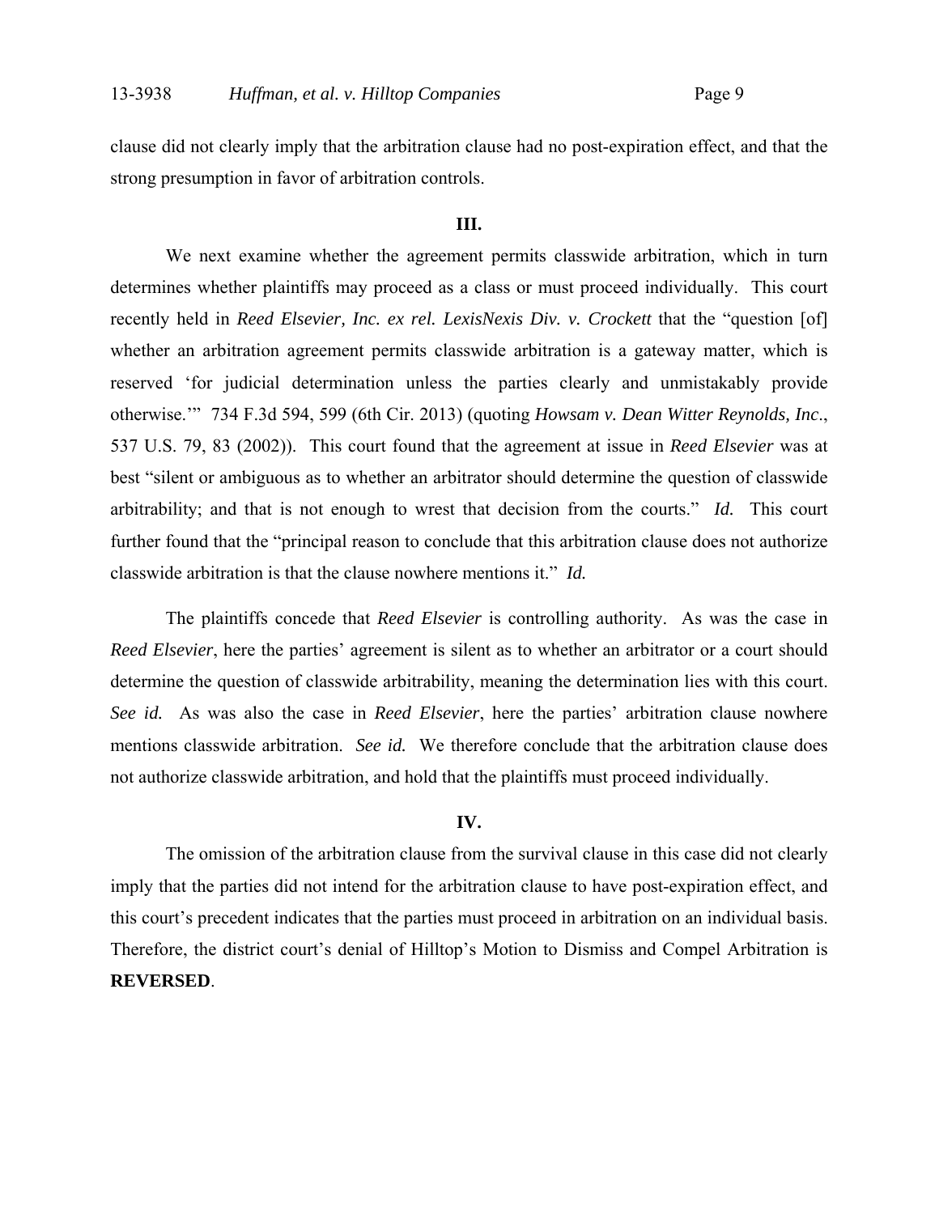clause did not clearly imply that the arbitration clause had no post-expiration effect, and that the strong presumption in favor of arbitration controls.

### III.

We next examine whether the agreement permits classwide arbitration, which in turn determines whether plaintiffs may proceed as a class or must proceed individually. This court recently held in *Reed Elsevier, Inc. ex rel. LexisNexis Div. v. Crockett* that the "question [of] whether an arbitration agreement permits classwide arbitration is a gateway matter, which is reserved 'for judicial determination unless the parties clearly and unmistakably provide otherwise.'" 734 F.3d 594, 599 (6th Cir. 2013) (quoting *Howsam v. Dean Witter Reynolds, Inc*., 537 U.S. 79, 83 (2002)). This court found that the agreement at issue in *Reed Elsevier* was at best "silent or ambiguous as to whether an arbitrator should determine the question of classwide arbitrability; and that is not enough to wrest that decision from the courts." *Id.* This court further found that the "principal reason to conclude that this arbitration clause does not authorize classwide arbitration is that the clause nowhere mentions it." *Id.*

The plaintiffs concede that *Reed Elsevier* is controlling authority. As was the case in *Reed Elsevier*, here the parties' agreement is silent as to whether an arbitrator or a court should determine the question of classwide arbitrability, meaning the determination lies with this court. *See id.* As was also the case in *Reed Elsevier*, here the parties' arbitration clause nowhere mentions classwide arbitration. *See id.* We therefore conclude that the arbitration clause does not authorize classwide arbitration, and hold that the plaintiffs must proceed individually.

### IV.

The omission of the arbitration clause from the survival clause in this case did not clearly imply that the parties did not intend for the arbitration clause to have post-expiration effect, and this court's precedent indicates that the parties must proceed in arbitration on an individual basis. Therefore, the district court's denial of Hilltop's Motion to Dismiss and Compel Arbitration is **REVERSED**.